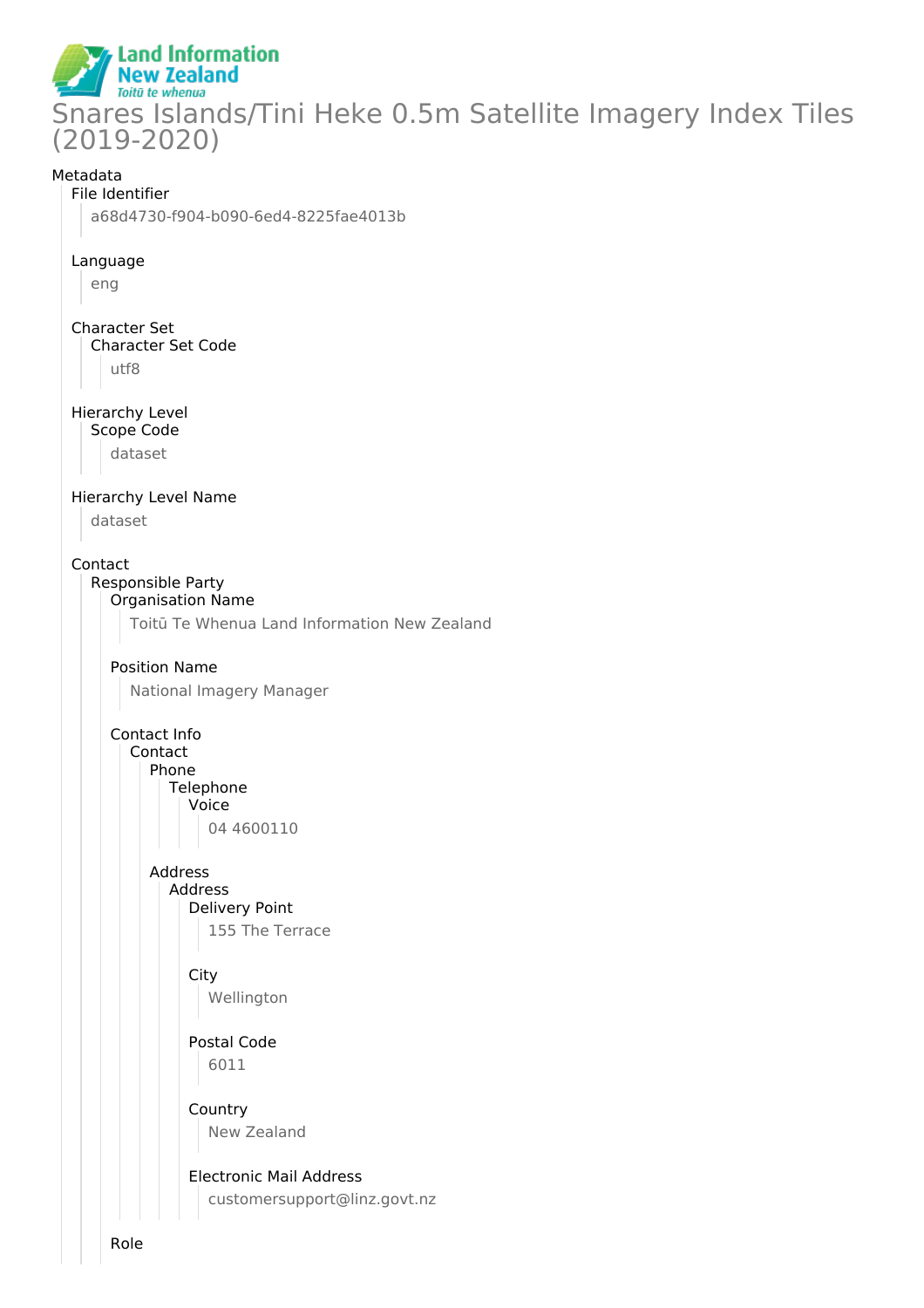Land Information New Zealand
*Toitū te whenua*

# Snares Islands/Tini Heke 0.5m Satellite Imagery Index Tiles (2019-2020)

Metadata

- File Identifier
  - a68d4730-f904-b090-6ed4-8225fae4013b
- Language
  - eng
- Character Set
  - Character Set Code
    - utf8
- Hierarchy Level
  - Scope Code
    - dataset
- Hierarchy Level Name
  - dataset
- Contact
  - Responsible Party
    - Organisation Name
      - Toitū Te Whenua Land Information New Zealand
    - Position Name
      - National Imagery Manager
    - Contact Info
      - Contact
        - Phone
          - Telephone
            - Voice
              - 04 4600110
        - Address
          - Address
            - Delivery Point
              - 155 The Terrace
            - City
              - Wellington
            - Postal Code
              - 6011
            - Country
              - New Zealand
            - Electronic Mail Address
              - customersupport@linz.govt.nz
    - Role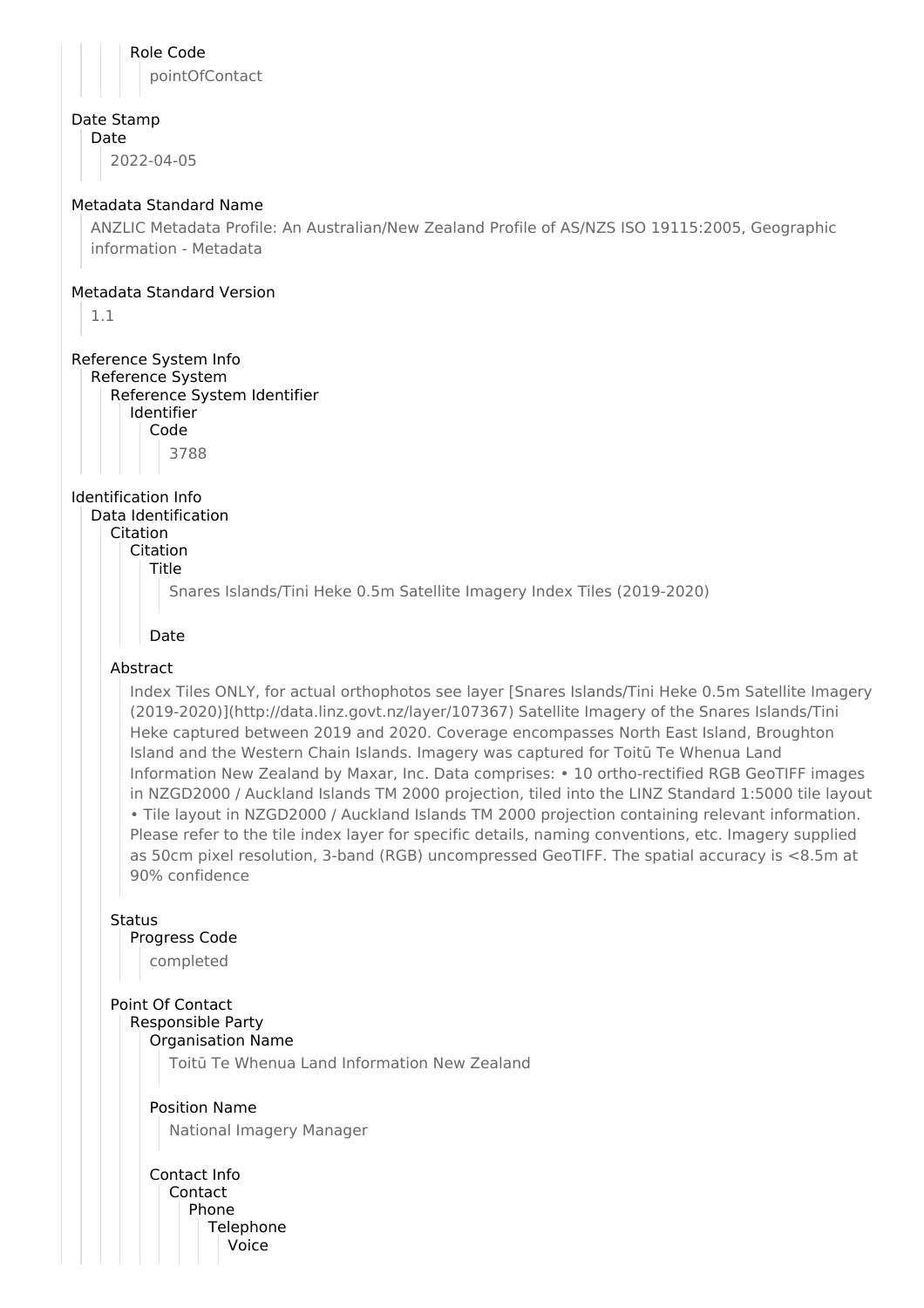Role Code

pointOfContact

Date Stamp

Date

2022-04-05

Metadata Standard Name

ANZLIC Metadata Profile: An Australian/New Zealand Profile of AS/NZS ISO 19115:2005, Geographic information - Metadata

Metadata Standard Version

1.1

Reference System Info

Reference System

Reference System Identifier

Identifier

Code

3788

Identification Info

Data Identification

Citation

Citation

Title

Snares Islands/Tini Heke 0.5m Satellite Imagery Index Tiles (2019-2020)

Date

Abstract

Index Tiles ONLY, for actual orthophotos see layer [Snares Islands/Tini Heke 0.5m Satellite Imagery (2019-2020)](http://data.linz.govt.nz/layer/107367) Satellite Imagery of the Snares Islands/Tini Heke captured between 2019 and 2020. Coverage encompasses North East Island, Broughton Island and the Western Chain Islands. Imagery was captured for Toitū Te Whenua Land Information New Zealand by Maxar, Inc. Data comprises: • 10 ortho-rectified RGB GeoTIFF images in NZGD2000 / Auckland Islands TM 2000 projection, tiled into the LINZ Standard 1:5000 tile layout • Tile layout in NZGD2000 / Auckland Islands TM 2000 projection containing relevant information. Please refer to the tile index layer for specific details, naming conventions, etc. Imagery supplied as 50cm pixel resolution, 3-band (RGB) uncompressed GeoTIFF. The spatial accuracy is <8.5m at 90% confidence

Status

Progress Code

completed

Point Of Contact

Responsible Party

Organisation Name

Toitū Te Whenua Land Information New Zealand

Position Name

National Imagery Manager

Contact Info

Contact

Phone

Telephone

Voice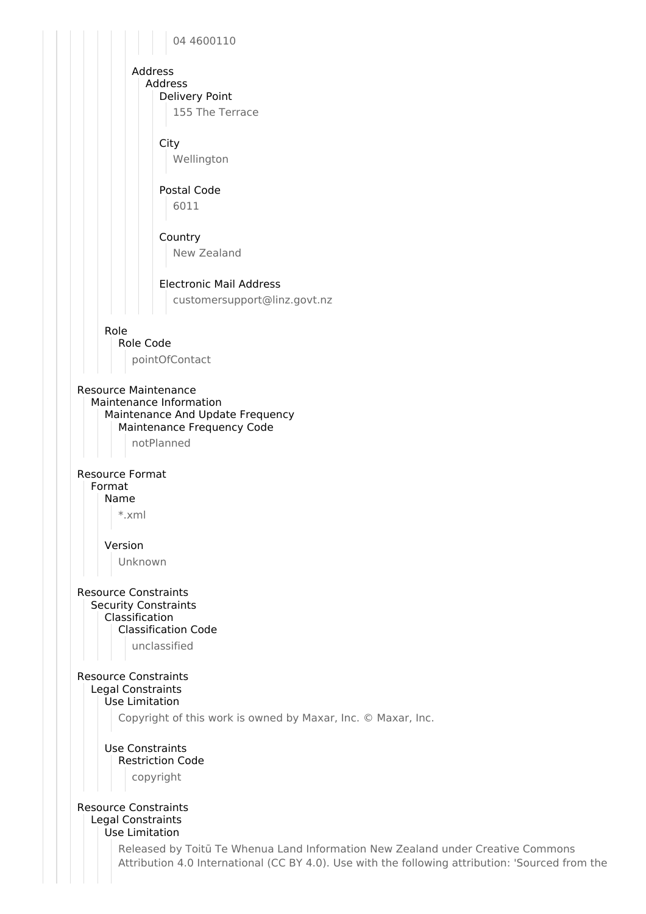04 4600110

Address
Address
Delivery Point
155 The Terrace

City
Wellington

Postal Code
6011

Country
New Zealand

Electronic Mail Address
customersupport@linz.govt.nz

Role
Role Code
pointOfContact

Resource Maintenance
Maintenance Information
Maintenance And Update Frequency
Maintenance Frequency Code
notPlanned

Resource Format
Format
Name
*.xml

Version
Unknown

Resource Constraints
Security Constraints
Classification
Classification Code
unclassified

Resource Constraints
Legal Constraints
Use Limitation
Copyright of this work is owned by Maxar, Inc. © Maxar, Inc.

Use Constraints
Restriction Code
copyright

Resource Constraints
Legal Constraints
Use Limitation
Released by Toitū Te Whenua Land Information New Zealand under Creative Commons Attribution 4.0 International (CC BY 4.0). Use with the following attribution: 'Sourced from the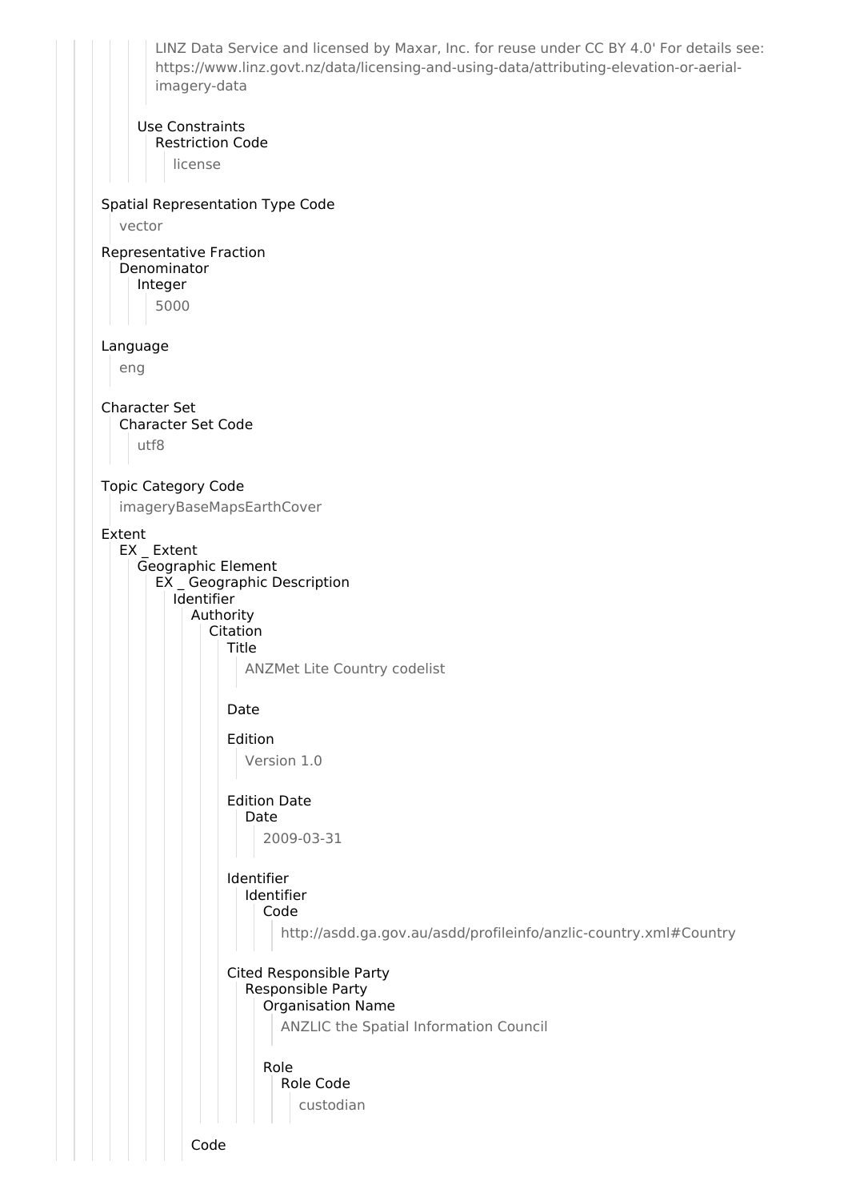LINZ Data Service and licensed by Maxar, Inc. for reuse under CC BY 4.0' For details see: https://www.linz.govt.nz/data/licensing-and-using-data/attributing-elevation-or-aerial-imagery-data

Use Constraints
Restriction Code
license

Spatial Representation Type Code
vector

Representative Fraction
Denominator
Integer
5000

Language
eng

Character Set
Character Set Code
utf8

Topic Category Code
imageryBaseMapsEarthCover

Extent
EX _ Extent
Geographic Element
EX _ Geographic Description
Identifier
Authority
Citation
Title
ANZMet Lite Country codelist

Date

Edition
Version 1.0

Edition Date
Date
2009-03-31

Identifier
Identifier
Code
http://asdd.ga.gov.au/asdd/profileinfo/anzlic-country.xml#Country

Cited Responsible Party
Responsible Party
Organisation Name
ANZLIC the Spatial Information Council

Role
Role Code
custodian

Code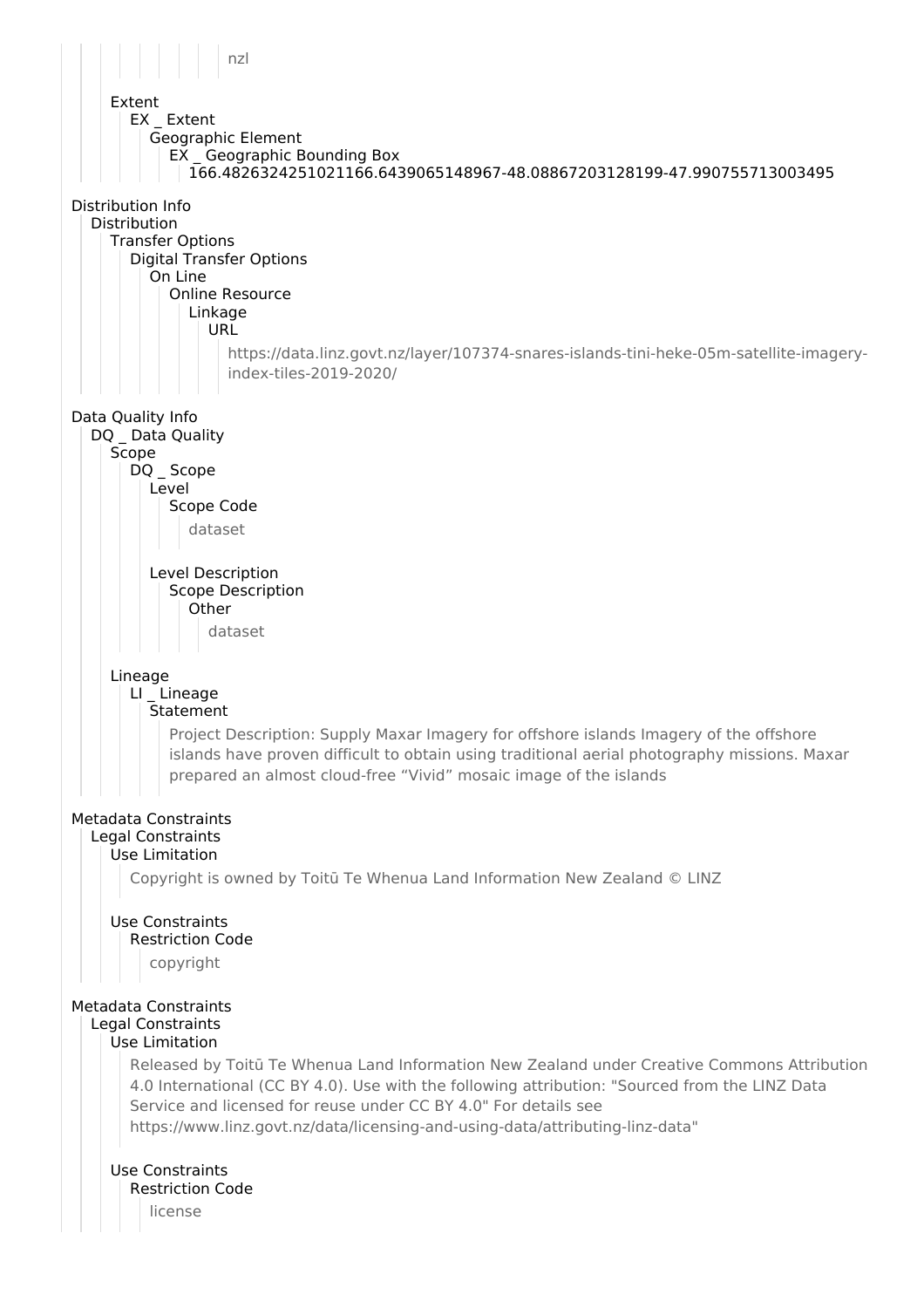nzl

Extent
EX _ Extent
Geographic Element
EX _ Geographic Bounding Box
166.4826324251021166.6439065148967-48.08867203128199-47.990755713003495

Distribution Info
Distribution
Transfer Options
Digital Transfer Options
On Line
Online Resource
Linkage
URL

https://data.linz.govt.nz/layer/107374-snares-islands-tini-heke-05m-satellite-imagery-index-tiles-2019-2020/

Data Quality Info
DQ _ Data Quality
Scope
DQ _ Scope
Level
Scope Code

dataset

Level Description
Scope Description
Other

dataset

Lineage
LI _ Lineage
Statement

Project Description: Supply Maxar Imagery for offshore islands Imagery of the offshore islands have proven difficult to obtain using traditional aerial photography missions. Maxar prepared an almost cloud-free “Vivid” mosaic image of the islands

Metadata Constraints
Legal Constraints
Use Limitation

Copyright is owned by Toitū Te Whenua Land Information New Zealand © LINZ

Use Constraints
Restriction Code

copyright

Metadata Constraints
Legal Constraints
Use Limitation

Released by Toitū Te Whenua Land Information New Zealand under Creative Commons Attribution 4.0 International (CC BY 4.0). Use with the following attribution: "Sourced from the LINZ Data Service and licensed for reuse under CC BY 4.0" For details see https://www.linz.govt.nz/data/licensing-and-using-data/attributing-linz-data"

Use Constraints
Restriction Code

license